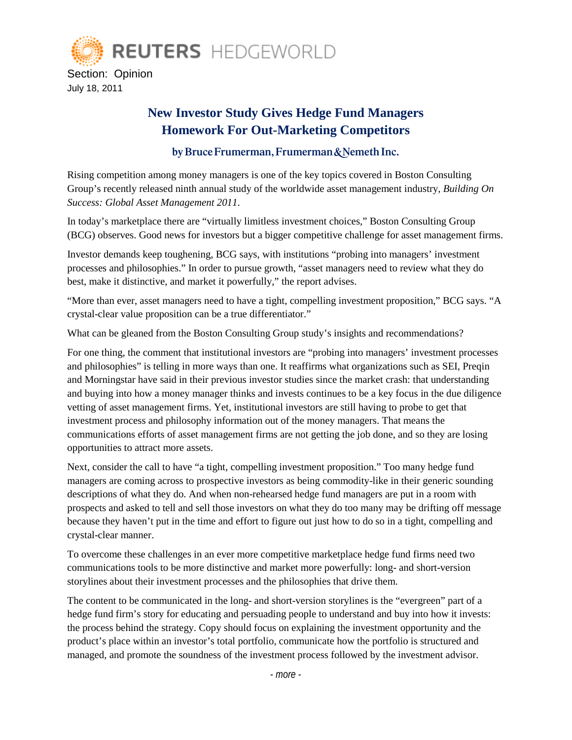REUTERS HEDGEWORLD

Section: Opinion

July 18, 2011

# New Investor Study Gives Hedge Fund Managers Homework For Out-Marketing Competitors

**by Bruce Frumerman, Frumerman & Nemeth Inc.**

Rising competition among money managers is one of the key topics covered in Boston Consulting Group's recently released ninth annual study of the worldwide asset management industry, *Building On Success: Global Asset Management 2011*.

In today's marketplace there are "virtually limitless investment choices," Boston Consulting Group (BCG) observes. Good news for investors but a bigger competitive challenge for asset management firms.

Investor demands keep toughening, BCG says, with institutions "probing into managers' investment processes and philosophies." In order to pursue growth, "asset managers need to review what they do best, make it distinctive, and market it powerfully," the report advises.

"More than ever, asset managers need to have a tight, compelling investment proposition," BCG says. "A crystal-clear value proposition can be a true differentiator."

What can be gleaned from the Boston Consulting Group study's insights and recommendations?

For one thing, the comment that institutional investors are "probing into managers' investment processes and philosophies" is telling in more ways than one. It reaffirms what organizations such as SEI, Preqin and Morningstar have said in their previous investor studies since the market crash: that understanding and buying into how a money manager thinks and invests continues to be a key focus in the due diligence vetting of asset management firms. Yet, institutional investors are still having to probe to get that investment process and philosophy information out of the money managers. That means the communications efforts of asset management firms are not getting the job done, and so they are losing opportunities to attract more assets.

Next, consider the call to have "a tight, compelling investment proposition." Too many hedge fund managers are coming across to prospective investors as being commodity-like in their generic sounding descriptions of what they do. And when non-rehearsed hedge fund managers are put in a room with prospects and asked to tell and sell those investors on what they do too many may be drifting off message because they haven't put in the time and effort to figure out just how to do so in a tight, compelling and crystal-clear manner.

To overcome these challenges in an ever more competitive marketplace hedge fund firms need two communications tools to be more distinctive and market more powerfully: long- and short-version storylines about their investment processes and the philosophies that drive them.

The content to be communicated in the long- and short-version storylines is the "evergreen" part of a hedge fund firm's story for educating and persuading people to understand and buy into how it invests: the process behind the strategy. Copy should focus on explaining the investment opportunity and the product's place within an investor's total portfolio, communicate how the portfolio is structured and managed, and promote the soundness of the investment process followed by the investment advisor.

*- more -*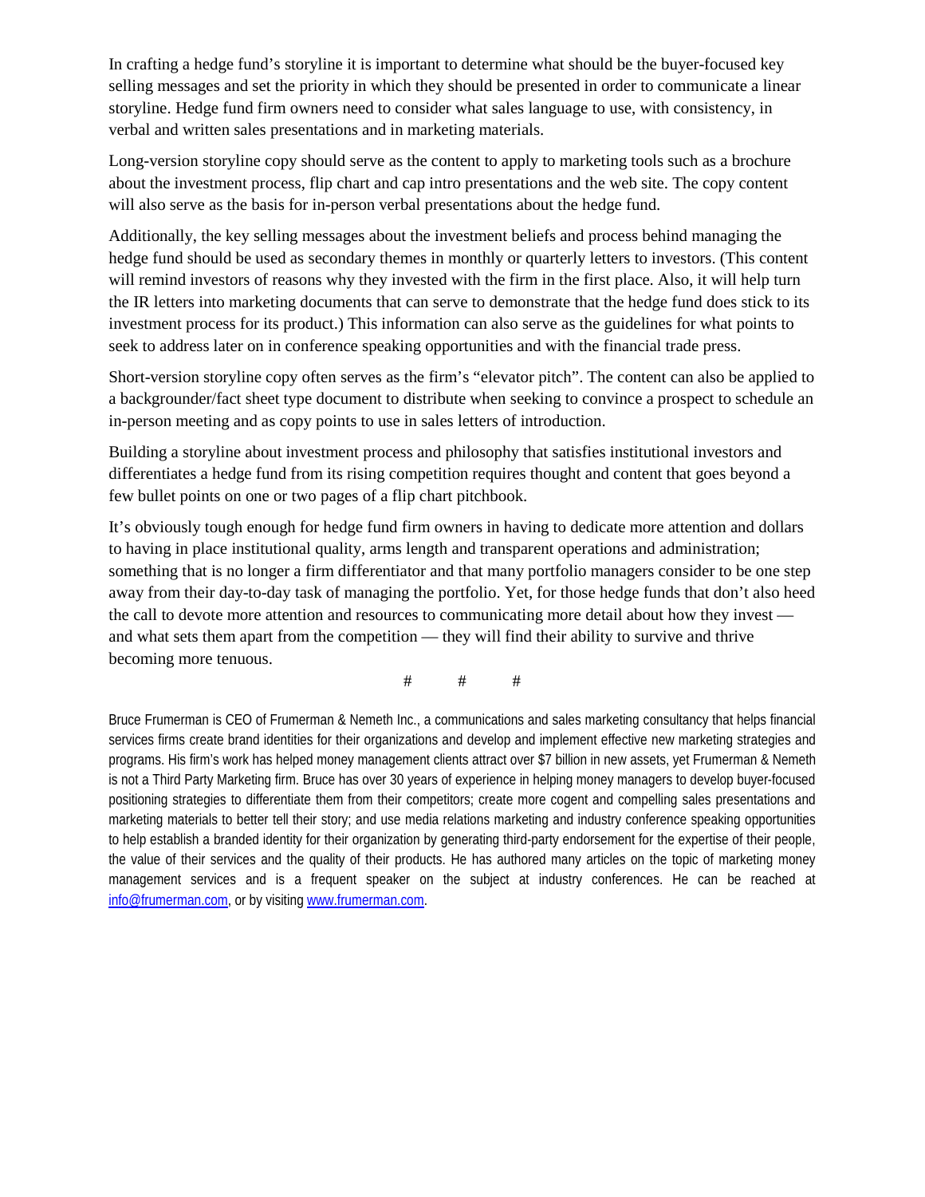In crafting a hedge fund's storyline it is important to determine what should be the buyer-focused key selling messages and set the priority in which they should be presented in order to communicate a linear storyline. Hedge fund firm owners need to consider what sales language to use, with consistency, in verbal and written sales presentations and in marketing materials.

Long-version storyline copy should serve as the content to apply to marketing tools such as a brochure about the investment process, flip chart and cap intro presentations and the web site. The copy content will also serve as the basis for in-person verbal presentations about the hedge fund.

Additionally, the key selling messages about the investment beliefs and process behind managing the hedge fund should be used as secondary themes in monthly or quarterly letters to investors. (This content will remind investors of reasons why they invested with the firm in the first place. Also, it will help turn the IR letters into marketing documents that can serve to demonstrate that the hedge fund does stick to its investment process for its product.) This information can also serve as the guidelines for what points to seek to address later on in conference speaking opportunities and with the financial trade press.

Short-version storyline copy often serves as the firm's "elevator pitch". The content can also be applied to a backgrounder/fact sheet type document to distribute when seeking to convince a prospect to schedule an in-person meeting and as copy points to use in sales letters of introduction.

Building a storyline about investment process and philosophy that satisfies institutional investors and differentiates a hedge fund from its rising competition requires thought and content that goes beyond a few bullet points on one or two pages of a flip chart pitchbook.

It's obviously tough enough for hedge fund firm owners in having to dedicate more attention and dollars to having in place institutional quality, arms length and transparent operations and administration; something that is no longer a firm differentiator and that many portfolio managers consider to be one step away from their day-to-day task of managing the portfolio. Yet, for those hedge funds that don't also heed the call to devote more attention and resources to communicating more detail about how they invest — and what sets them apart from the competition — they will find their ability to survive and thrive becoming more tenuous.

# # #

Bruce Frumerman is CEO of Frumerman & Nemeth Inc., a communications and sales marketing consultancy that helps financial services firms create brand identities for their organizations and develop and implement effective new marketing strategies and programs. His firm's work has helped money management clients attract over $7 billion in new assets, yet Frumerman & Nemeth is not a Third Party Marketing firm. Bruce has over 30 years of experience in helping money managers to develop buyer-focused positioning strategies to differentiate them from their competitors; create more cogent and compelling sales presentations and marketing materials to better tell their story; and use media relations marketing and industry conference speaking opportunities to help establish a branded identity for their organization by generating third-party endorsement for the expertise of their people, the value of their services and the quality of their products. He has authored many articles on the topic of marketing money management services and is a frequent speaker on the subject at industry conferences. He can be reached at info@frumerman.com, or by visiting www.frumerman.com.